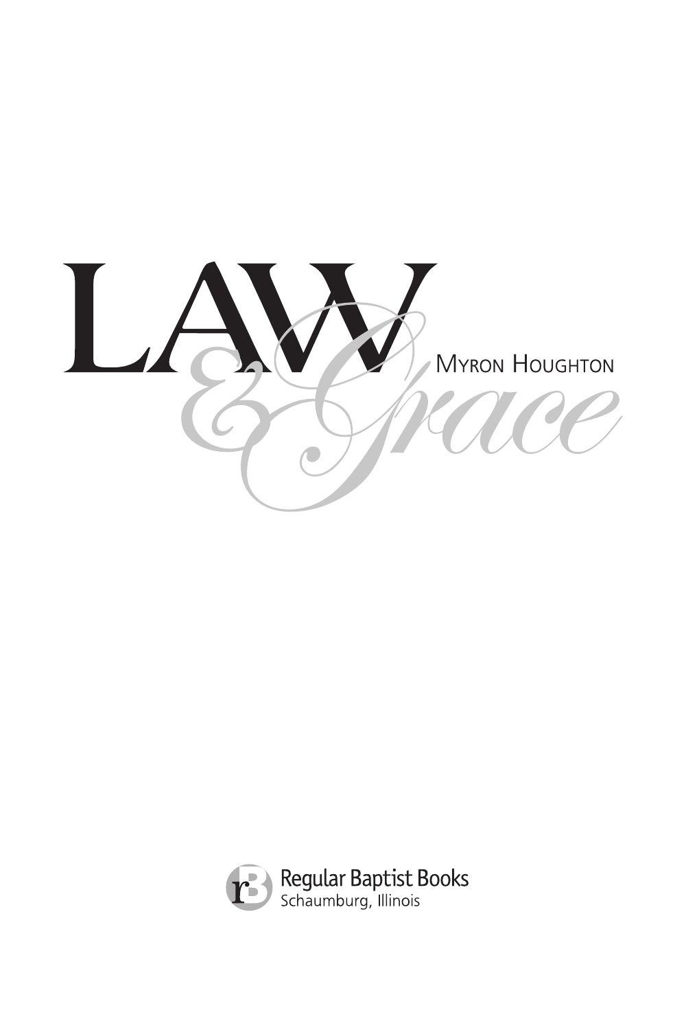# LAW & Grace

MYRON HOUGHTON

Regular Baptist Books
Schaumburg, Illinois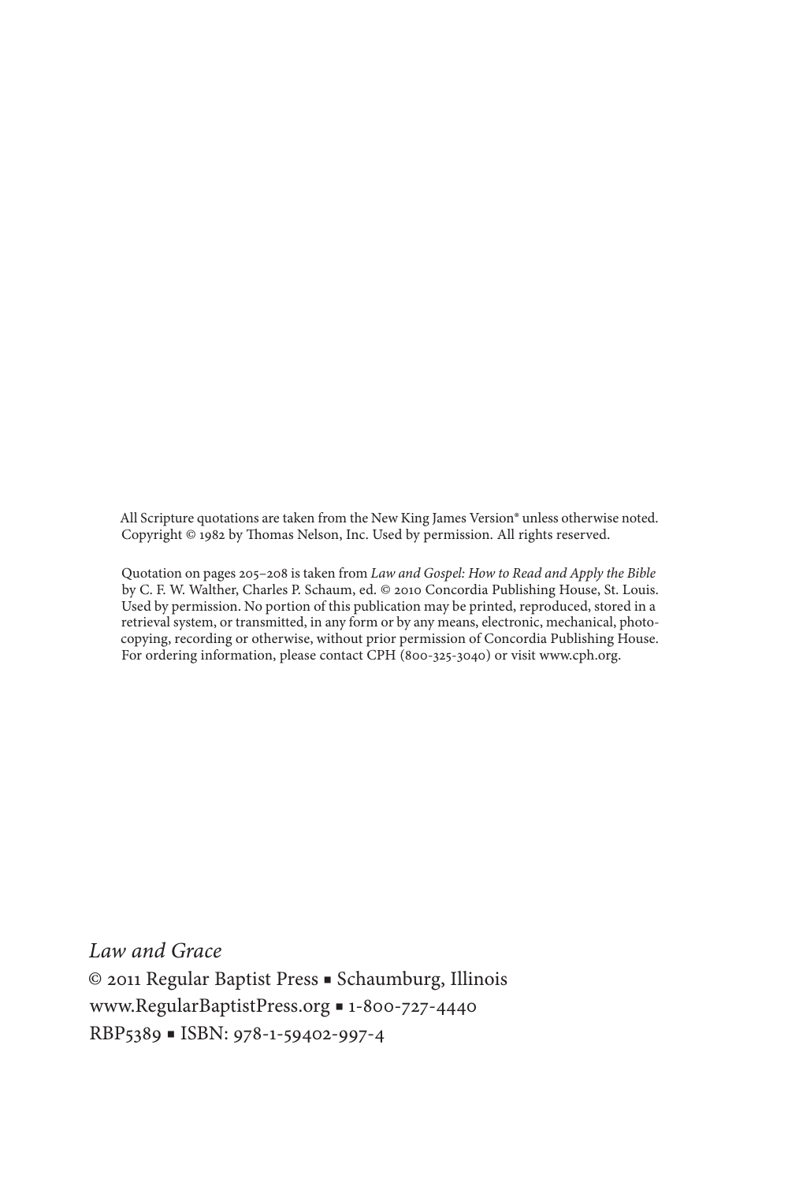All Scripture quotations are taken from the New King James Version® unless otherwise noted. Copyright © 1982 by Thomas Nelson, Inc. Used by permission. All rights reserved.

Quotation on pages 205–208 is taken from *Law and Gospel: How to Read and Apply the Bible* by C. F. W. Walther, Charles P. Schaum, ed. © 2010 Concordia Publishing House, St. Louis. Used by permission. No portion of this publication may be printed, reproduced, stored in a retrieval system, or transmitted, in any form or by any means, electronic, mechanical, photocopying, recording or otherwise, without prior permission of Concordia Publishing House. For ordering information, please contact CPH (800-325-3040) or visit www.cph.org.

*Law and Grace*

© 2011 Regular Baptist Press ▪ Schaumburg, Illinois

www.RegularBaptistPress.org ▪ 1-800-727-4440

RBP5389 ▪ ISBN: 978-1-59402-997-4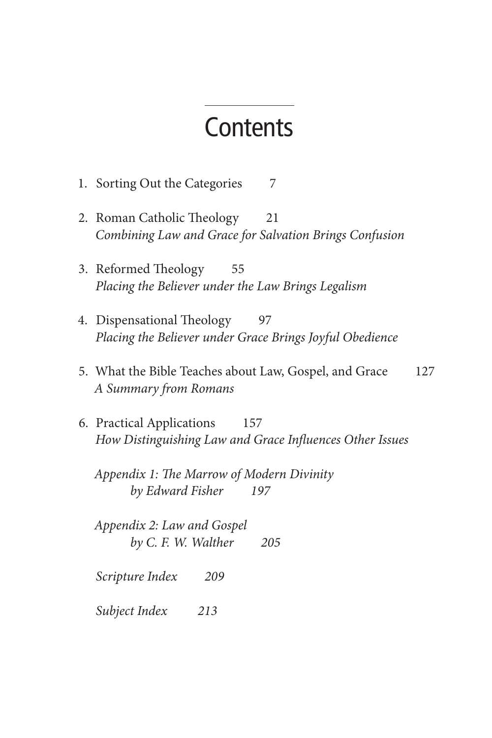# Contents

1. Sorting Out the Categories 7

2. Roman Catholic Theology 21
   *Combining Law and Grace for Salvation Brings Confusion*

3. Reformed Theology 55
   *Placing the Believer under the Law Brings Legalism*

4. Dispensational Theology 97
   *Placing the Believer under Grace Brings Joyful Obedience*

5. What the Bible Teaches about Law, Gospel, and Grace 127
   *A Summary from Romans*

6. Practical Applications 157
   *How Distinguishing Law and Grace Influences Other Issues*

*Appendix 1: The Marrow of Modern Divinity by Edward Fisher 197*

*Appendix 2: Law and Gospel by C. F. W. Walther 205*

*Scripture Index 209*

*Subject Index 213*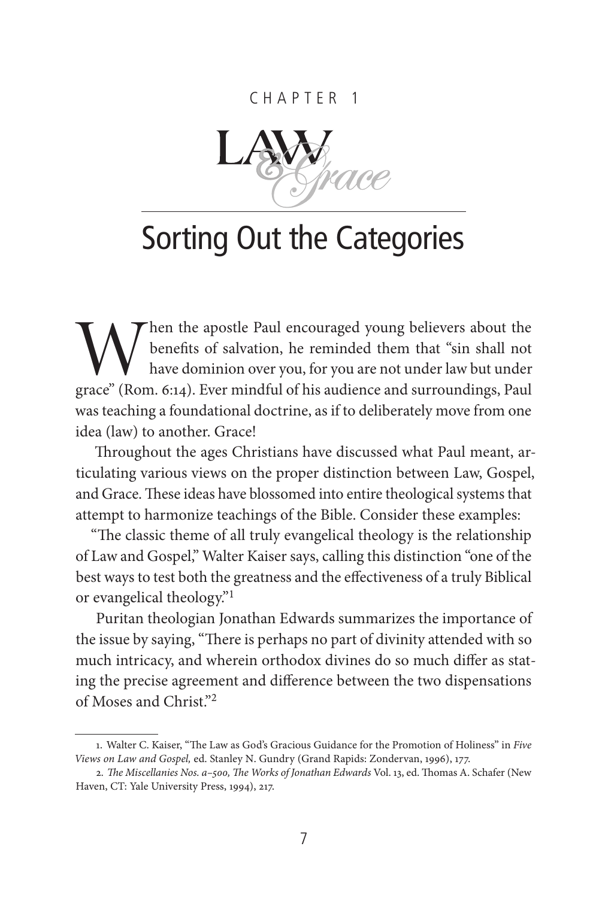CHAPTER 1

# LAW & Grace

## Sorting Out the Categories

When the apostle Paul encouraged young believers about the benefits of salvation, he reminded them that "sin shall not have dominion over you, for you are not under law but under grace" (Rom. 6:14). Ever mindful of his audience and surroundings, Paul was teaching a foundational doctrine, as if to deliberately move from one idea (law) to another. Grace!

Throughout the ages Christians have discussed what Paul meant, articulating various views on the proper distinction between Law, Gospel, and Grace. These ideas have blossomed into entire theological systems that attempt to harmonize teachings of the Bible. Consider these examples:

"The classic theme of all truly evangelical theology is the relationship of Law and Gospel," Walter Kaiser says, calling this distinction "one of the best ways to test both the greatness and the effectiveness of a truly Biblical or evangelical theology."[1]

Puritan theologian Jonathan Edwards summarizes the importance of the issue by saying, "There is perhaps no part of divinity attended with so much intricacy, and wherein orthodox divines do so much differ as stating the precise agreement and difference between the two dispensations of Moses and Christ."[2]

---

1. Walter C. Kaiser, "The Law as God's Gracious Guidance for the Promotion of Holiness" in *Five Views on Law and Gospel,* ed. Stanley N. Gundry (Grand Rapids: Zondervan, 1996), 177.

2. *The Miscellanies Nos. a–500, The Works of Jonathan Edwards* Vol. 13, ed. Thomas A. Schafer (New Haven, CT: Yale University Press, 1994), 217.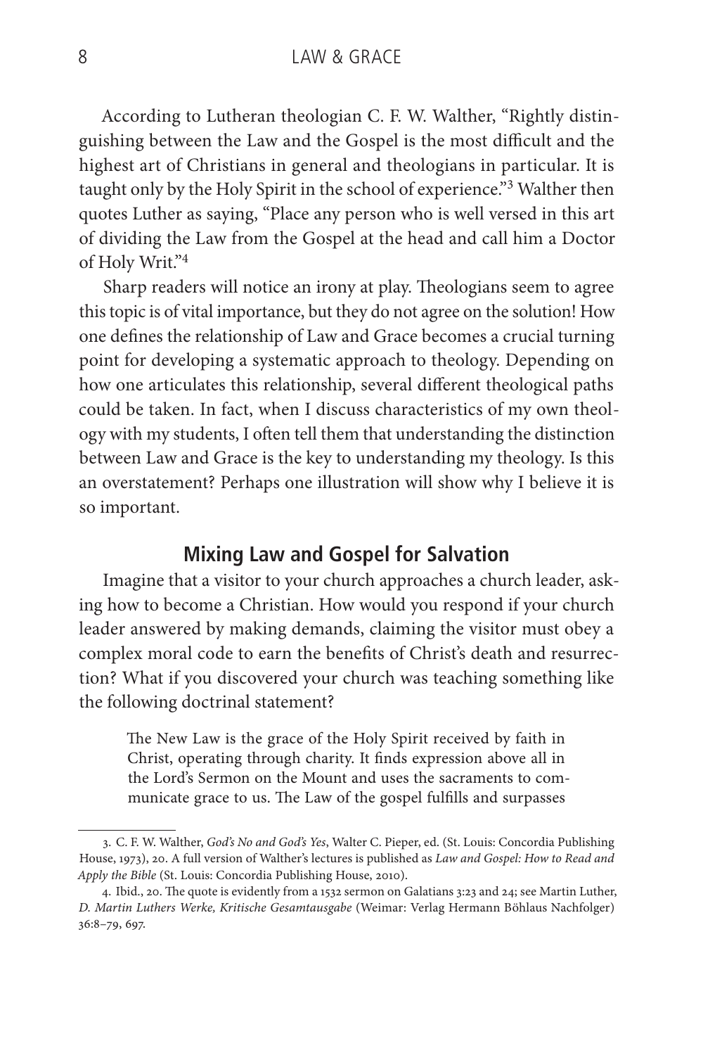According to Lutheran theologian C. F. W. Walther, "Rightly distinguishing between the Law and the Gospel is the most difficult and the highest art of Christians in general and theologians in particular. It is taught only by the Holy Spirit in the school of experience."[3] Walther then quotes Luther as saying, "Place any person who is well versed in this art of dividing the Law from the Gospel at the head and call him a Doctor of Holy Writ."[4]

Sharp readers will notice an irony at play. Theologians seem to agree this topic is of vital importance, but they do not agree on the solution! How one defines the relationship of Law and Grace becomes a crucial turning point for developing a systematic approach to theology. Depending on how one articulates this relationship, several different theological paths could be taken. In fact, when I discuss characteristics of my own theology with my students, I often tell them that understanding the distinction between Law and Grace is the key to understanding my theology. Is this an overstatement? Perhaps one illustration will show why I believe it is so important.

## Mixing Law and Gospel for Salvation

Imagine that a visitor to your church approaches a church leader, asking how to become a Christian. How would you respond if your church leader answered by making demands, claiming the visitor must obey a complex moral code to earn the benefits of Christ's death and resurrection? What if you discovered your church was teaching something like the following doctrinal statement?

> The New Law is the grace of the Holy Spirit received by faith in Christ, operating through charity. It finds expression above all in the Lord's Sermon on the Mount and uses the sacraments to communicate grace to us. The Law of the gospel fulfills and surpasses

---

3. C. F. W. Walther, *God's No and God's Yes*, Walter C. Pieper, ed. (St. Louis: Concordia Publishing House, 1973), 20. A full version of Walther's lectures is published as *Law and Gospel: How to Read and Apply the Bible* (St. Louis: Concordia Publishing House, 2010).

4. Ibid., 20. The quote is evidently from a 1532 sermon on Galatians 3:23 and 24; see Martin Luther, *D. Martin Luthers Werke, Kritische Gesamtausgabe* (Weimar: Verlag Hermann Böhlaus Nachfolger) 36:8–79, 697.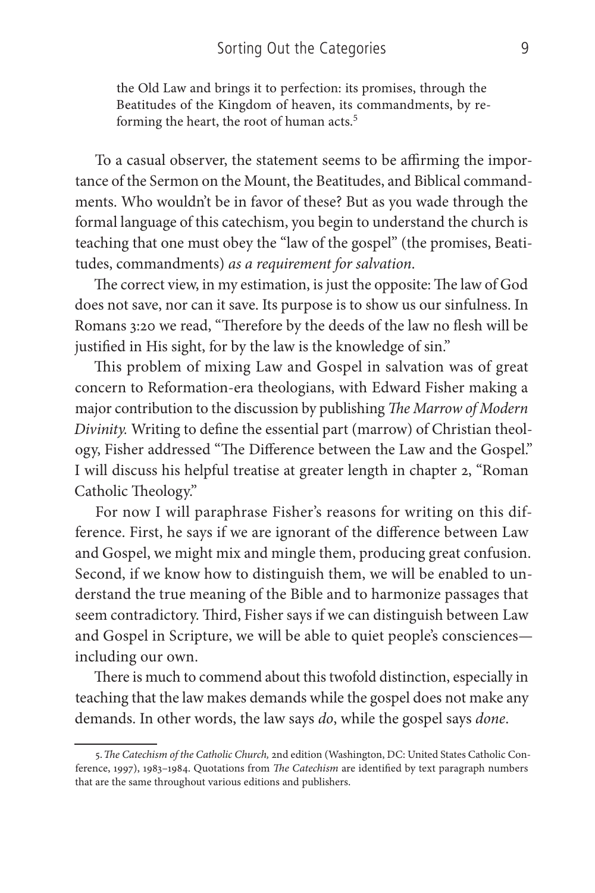> the Old Law and brings it to perfection: its promises, through the Beatitudes of the Kingdom of heaven, its commandments, by reforming the heart, the root of human acts.[5]

To a casual observer, the statement seems to be affirming the importance of the Sermon on the Mount, the Beatitudes, and Biblical commandments. Who wouldn't be in favor of these? But as you wade through the formal language of this catechism, you begin to understand the church is teaching that one must obey the "law of the gospel" (the promises, Beatitudes, commandments) *as a requirement for salvation*.

The correct view, in my estimation, is just the opposite: The law of God does not save, nor can it save. Its purpose is to show us our sinfulness. In Romans 3:20 we read, "Therefore by the deeds of the law no flesh will be justified in His sight, for by the law is the knowledge of sin."

This problem of mixing Law and Gospel in salvation was of great concern to Reformation-era theologians, with Edward Fisher making a major contribution to the discussion by publishing *The Marrow of Modern Divinity.* Writing to define the essential part (marrow) of Christian theology, Fisher addressed "The Difference between the Law and the Gospel." I will discuss his helpful treatise at greater length in chapter 2, "Roman Catholic Theology."

For now I will paraphrase Fisher's reasons for writing on this difference. First, he says if we are ignorant of the difference between Law and Gospel, we might mix and mingle them, producing great confusion. Second, if we know how to distinguish them, we will be enabled to understand the true meaning of the Bible and to harmonize passages that seem contradictory. Third, Fisher says if we can distinguish between Law and Gospel in Scripture, we will be able to quiet people's consciences—including our own.

There is much to commend about this twofold distinction, especially in teaching that the law makes demands while the gospel does not make any demands. In other words, the law says *do*, while the gospel says *done*.

---

5. *The Catechism of the Catholic Church,* 2nd edition (Washington, DC: United States Catholic Conference, 1997), 1983–1984. Quotations from *The Catechism* are identified by text paragraph numbers that are the same throughout various editions and publishers.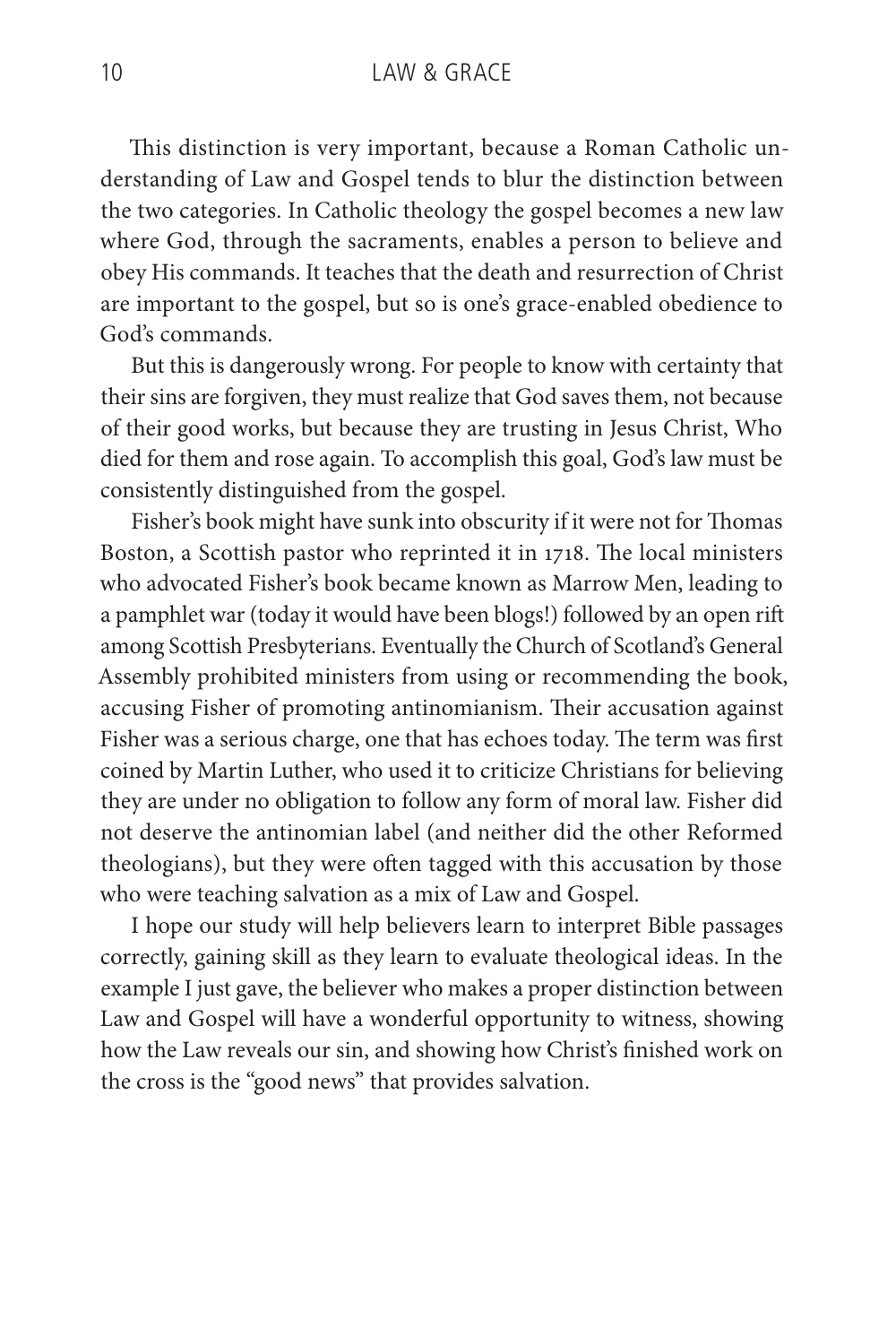This distinction is very important, because a Roman Catholic understanding of Law and Gospel tends to blur the distinction between the two categories. In Catholic theology the gospel becomes a new law where God, through the sacraments, enables a person to believe and obey His commands. It teaches that the death and resurrection of Christ are important to the gospel, but so is one's grace-enabled obedience to God's commands.

But this is dangerously wrong. For people to know with certainty that their sins are forgiven, they must realize that God saves them, not because of their good works, but because they are trusting in Jesus Christ, Who died for them and rose again. To accomplish this goal, God's law must be consistently distinguished from the gospel.

Fisher's book might have sunk into obscurity if it were not for Thomas Boston, a Scottish pastor who reprinted it in 1718. The local ministers who advocated Fisher's book became known as Marrow Men, leading to a pamphlet war (today it would have been blogs!) followed by an open rift among Scottish Presbyterians. Eventually the Church of Scotland's General Assembly prohibited ministers from using or recommending the book, accusing Fisher of promoting antinomianism. Their accusation against Fisher was a serious charge, one that has echoes today. The term was first coined by Martin Luther, who used it to criticize Christians for believing they are under no obligation to follow any form of moral law. Fisher did not deserve the antinomian label (and neither did the other Reformed theologians), but they were often tagged with this accusation by those who were teaching salvation as a mix of Law and Gospel.

I hope our study will help believers learn to interpret Bible passages correctly, gaining skill as they learn to evaluate theological ideas. In the example I just gave, the believer who makes a proper distinction between Law and Gospel will have a wonderful opportunity to witness, showing how the Law reveals our sin, and showing how Christ's finished work on the cross is the "good news" that provides salvation.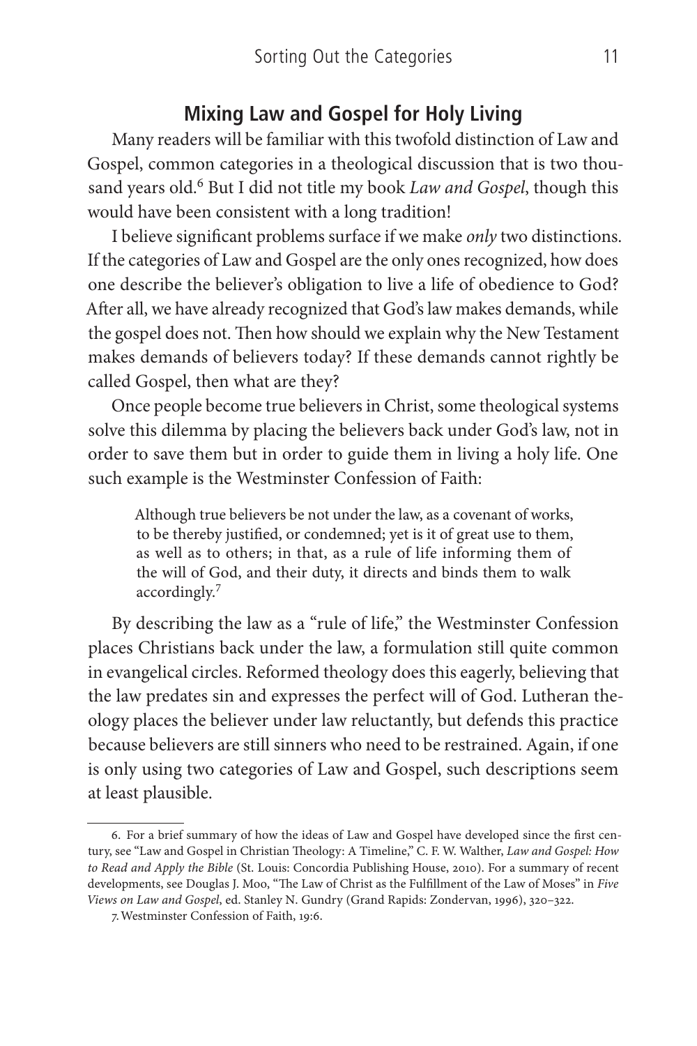## Mixing Law and Gospel for Holy Living

Many readers will be familiar with this twofold distinction of Law and Gospel, common categories in a theological discussion that is two thousand years old.[6] But I did not title my book *Law and Gospel*, though this would have been consistent with a long tradition!

I believe significant problems surface if we make *only* two distinctions. If the categories of Law and Gospel are the only ones recognized, how does one describe the believer's obligation to live a life of obedience to God? After all, we have already recognized that God's law makes demands, while the gospel does not. Then how should we explain why the New Testament makes demands of believers today? If these demands cannot rightly be called Gospel, then what are they?

Once people become true believers in Christ, some theological systems solve this dilemma by placing the believers back under God's law, not in order to save them but in order to guide them in living a holy life. One such example is the Westminster Confession of Faith:

> Although true believers be not under the law, as a covenant of works, to be thereby justified, or condemned; yet is it of great use to them, as well as to others; in that, as a rule of life informing them of the will of God, and their duty, it directs and binds them to walk accordingly.[7]

By describing the law as a "rule of life," the Westminster Confession places Christians back under the law, a formulation still quite common in evangelical circles. Reformed theology does this eagerly, believing that the law predates sin and expresses the perfect will of God. Lutheran theology places the believer under law reluctantly, but defends this practice because believers are still sinners who need to be restrained. Again, if one is only using two categories of Law and Gospel, such descriptions seem at least plausible.

---

6. For a brief summary of how the ideas of Law and Gospel have developed since the first century, see "Law and Gospel in Christian Theology: A Timeline," C. F. W. Walther, *Law and Gospel: How to Read and Apply the Bible* (St. Louis: Concordia Publishing House, 2010). For a summary of recent developments, see Douglas J. Moo, "The Law of Christ as the Fulfillment of the Law of Moses" in *Five Views on Law and Gospel*, ed. Stanley N. Gundry (Grand Rapids: Zondervan, 1996), 320–322.

7. Westminster Confession of Faith, 19:6.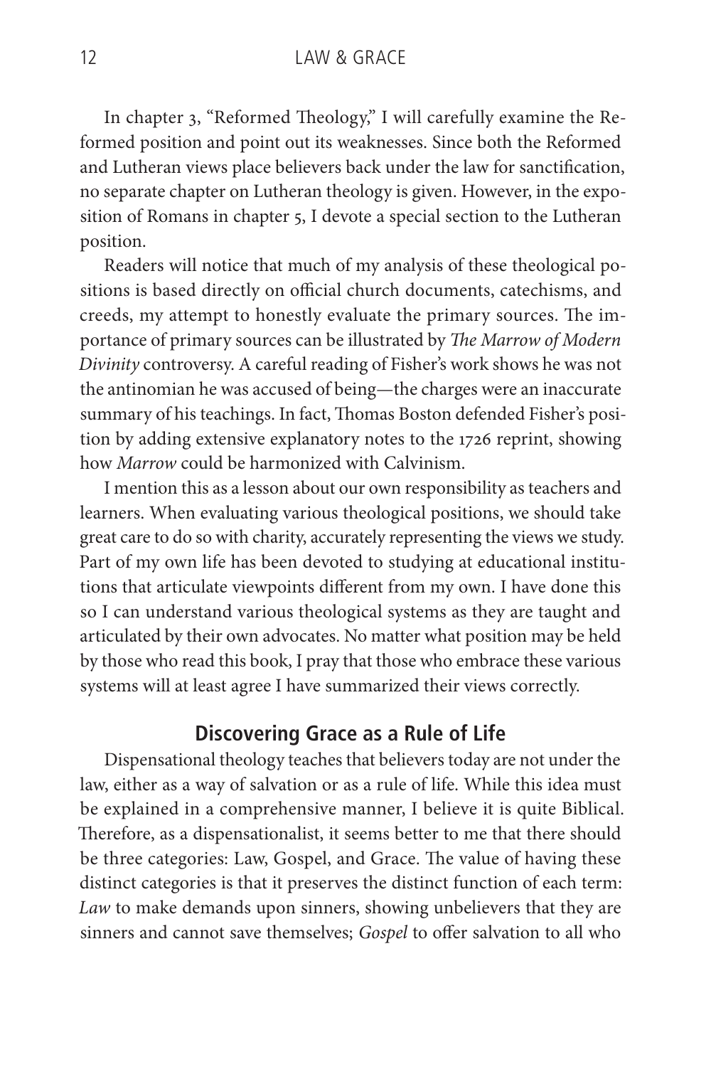In chapter 3, "Reformed Theology," I will carefully examine the Reformed position and point out its weaknesses. Since both the Reformed and Lutheran views place believers back under the law for sanctification, no separate chapter on Lutheran theology is given. However, in the exposition of Romans in chapter 5, I devote a special section to the Lutheran position.

Readers will notice that much of my analysis of these theological positions is based directly on official church documents, catechisms, and creeds, my attempt to honestly evaluate the primary sources. The importance of primary sources can be illustrated by *The Marrow of Modern Divinity* controversy. A careful reading of Fisher's work shows he was not the antinomian he was accused of being—the charges were an inaccurate summary of his teachings. In fact, Thomas Boston defended Fisher's position by adding extensive explanatory notes to the 1726 reprint, showing how *Marrow* could be harmonized with Calvinism.

I mention this as a lesson about our own responsibility as teachers and learners. When evaluating various theological positions, we should take great care to do so with charity, accurately representing the views we study. Part of my own life has been devoted to studying at educational institutions that articulate viewpoints different from my own. I have done this so I can understand various theological systems as they are taught and articulated by their own advocates. No matter what position may be held by those who read this book, I pray that those who embrace these various systems will at least agree I have summarized their views correctly.

## Discovering Grace as a Rule of Life

Dispensational theology teaches that believers today are not under the law, either as a way of salvation or as a rule of life. While this idea must be explained in a comprehensive manner, I believe it is quite Biblical. Therefore, as a dispensationalist, it seems better to me that there should be three categories: Law, Gospel, and Grace. The value of having these distinct categories is that it preserves the distinct function of each term: *Law* to make demands upon sinners, showing unbelievers that they are sinners and cannot save themselves; *Gospel* to offer salvation to all who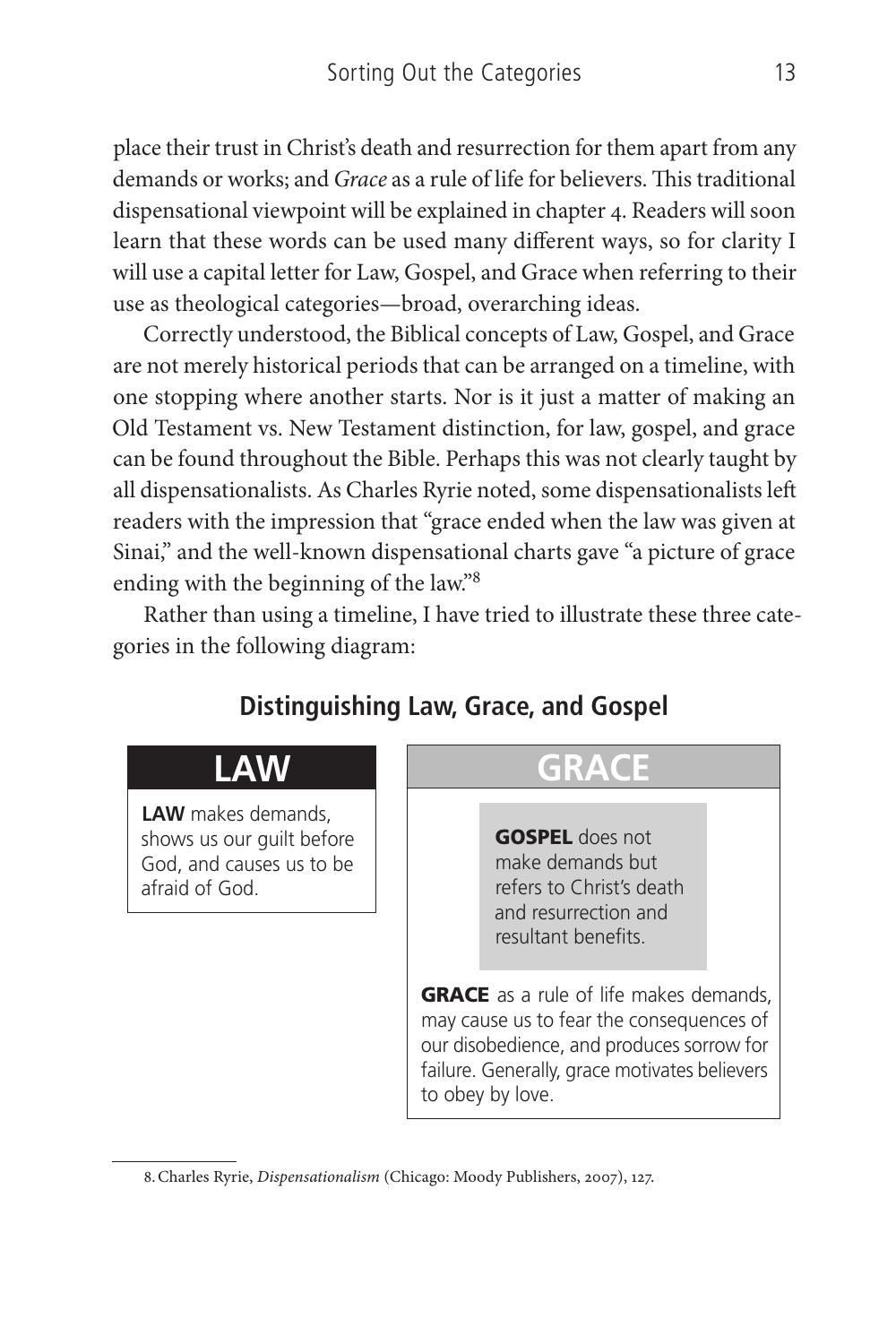place their trust in Christ's death and resurrection for them apart from any demands or works; and *Grace* as a rule of life for believers. This traditional dispensational viewpoint will be explained in chapter 4. Readers will soon learn that these words can be used many different ways, so for clarity I will use a capital letter for Law, Gospel, and Grace when referring to their use as theological categories—broad, overarching ideas.

Correctly understood, the Biblical concepts of Law, Gospel, and Grace are not merely historical periods that can be arranged on a timeline, with one stopping where another starts. Nor is it just a matter of making an Old Testament vs. New Testament distinction, for law, gospel, and grace can be found throughout the Bible. Perhaps this was not clearly taught by all dispensationalists. As Charles Ryrie noted, some dispensationalists left readers with the impression that "grace ended when the law was given at Sinai," and the well-known dispensational charts gave "a picture of grace ending with the beginning of the law."[8]

Rather than using a timeline, I have tried to illustrate these three categories in the following diagram:

### Distinguishing Law, Grace, and Gospel

**LAW**

**LAW** makes demands, shows us our guilt before God, and causes us to be afraid of God.

**GRACE**

**GOSPEL** does not make demands but refers to Christ's death and resurrection and resultant benefits.

**GRACE** as a rule of life makes demands, may cause us to fear the consequences of our disobedience, and produces sorrow for failure. Generally, grace motivates believers to obey by love.

---

8. Charles Ryrie, *Dispensationalism* (Chicago: Moody Publishers, 2007), 127.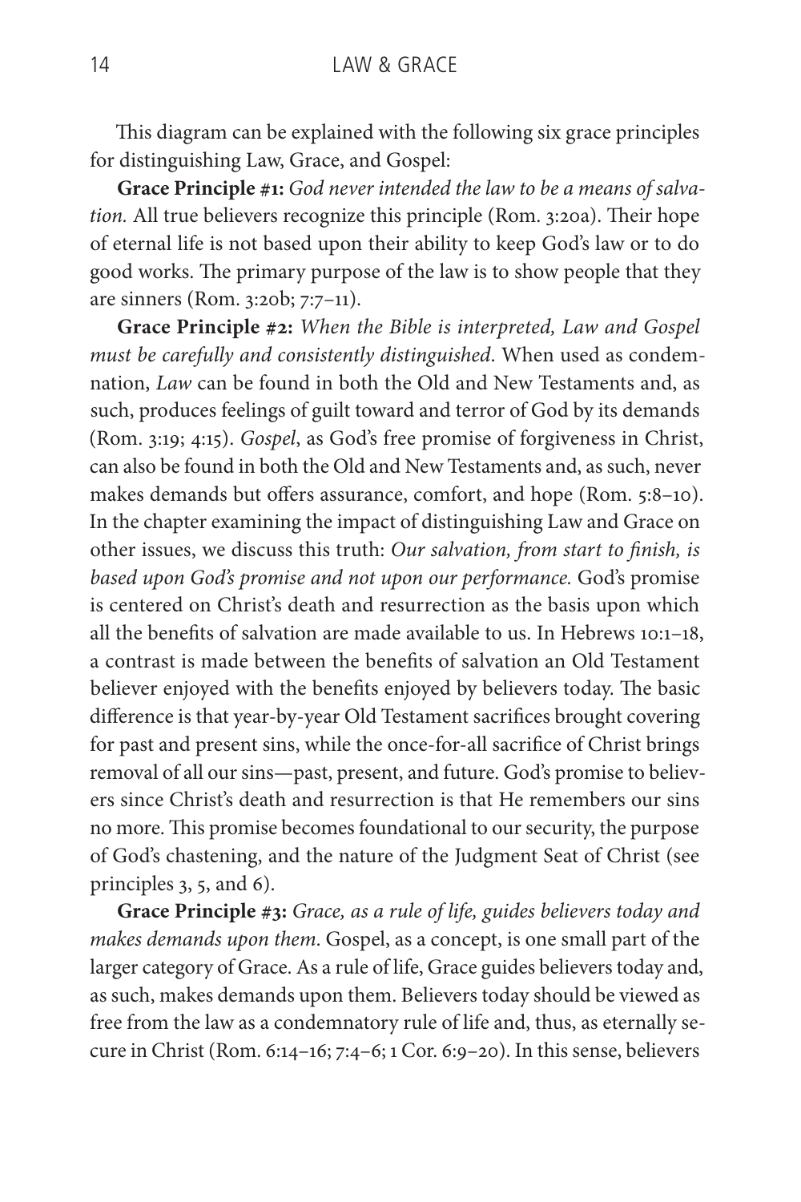This diagram can be explained with the following six grace principles for distinguishing Law, Grace, and Gospel:

**Grace Principle #1:** *God never intended the law to be a means of salvation.* All true believers recognize this principle (Rom. 3:20a). Their hope of eternal life is not based upon their ability to keep God's law or to do good works. The primary purpose of the law is to show people that they are sinners (Rom. 3:20b; 7:7–11).

**Grace Principle #2:** *When the Bible is interpreted, Law and Gospel must be carefully and consistently distinguished*. When used as condemnation, *Law* can be found in both the Old and New Testaments and, as such, produces feelings of guilt toward and terror of God by its demands (Rom. 3:19; 4:15). *Gospel*, as God's free promise of forgiveness in Christ, can also be found in both the Old and New Testaments and, as such, never makes demands but offers assurance, comfort, and hope (Rom. 5:8–10). In the chapter examining the impact of distinguishing Law and Grace on other issues, we discuss this truth: *Our salvation, from start to finish, is based upon God's promise and not upon our performance.* God's promise is centered on Christ's death and resurrection as the basis upon which all the benefits of salvation are made available to us. In Hebrews 10:1–18, a contrast is made between the benefits of salvation an Old Testament believer enjoyed with the benefits enjoyed by believers today. The basic difference is that year-by-year Old Testament sacrifices brought covering for past and present sins, while the once-for-all sacrifice of Christ brings removal of all our sins—past, present, and future. God's promise to believers since Christ's death and resurrection is that He remembers our sins no more. This promise becomes foundational to our security, the purpose of God's chastening, and the nature of the Judgment Seat of Christ (see principles 3, 5, and 6).

**Grace Principle #3:** *Grace, as a rule of life, guides believers today and makes demands upon them*. Gospel, as a concept, is one small part of the larger category of Grace. As a rule of life, Grace guides believers today and, as such, makes demands upon them. Believers today should be viewed as free from the law as a condemnatory rule of life and, thus, as eternally secure in Christ (Rom. 6:14–16; 7:4–6; 1 Cor. 6:9–20). In this sense, believers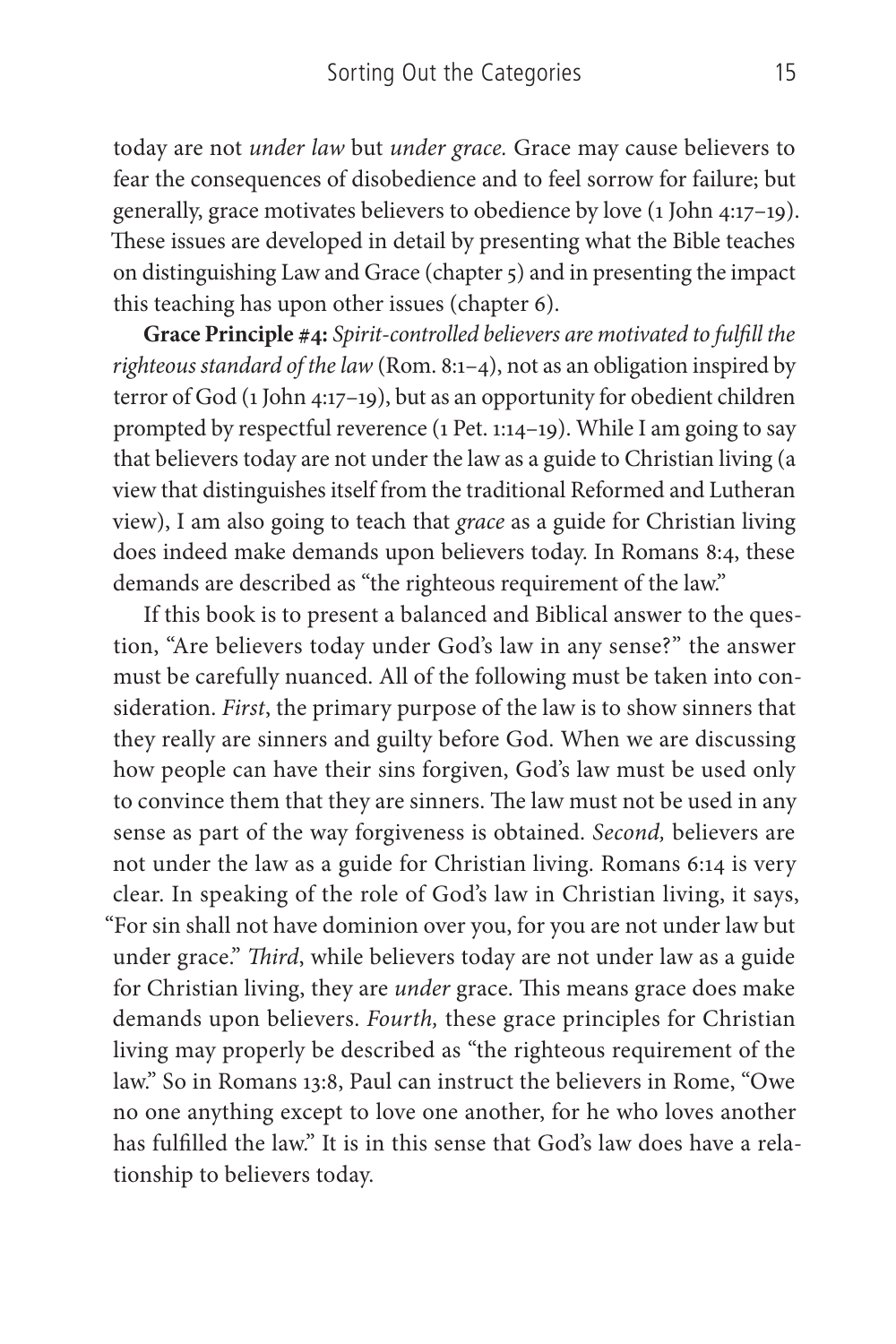today are not *under law* but *under grace*. Grace may cause believers to fear the consequences of disobedience and to feel sorrow for failure; but generally, grace motivates believers to obedience by love (1 John 4:17–19). These issues are developed in detail by presenting what the Bible teaches on distinguishing Law and Grace (chapter 5) and in presenting the impact this teaching has upon other issues (chapter 6).

**Grace Principle #4:** *Spirit-controlled believers are motivated to fulfill the righteous standard of the law* (Rom. 8:1–4), not as an obligation inspired by terror of God (1 John 4:17–19), but as an opportunity for obedient children prompted by respectful reverence (1 Pet. 1:14–19). While I am going to say that believers today are not under the law as a guide to Christian living (a view that distinguishes itself from the traditional Reformed and Lutheran view), I am also going to teach that *grace* as a guide for Christian living does indeed make demands upon believers today. In Romans 8:4, these demands are described as "the righteous requirement of the law."

If this book is to present a balanced and Biblical answer to the question, "Are believers today under God's law in any sense?" the answer must be carefully nuanced. All of the following must be taken into consideration. *First*, the primary purpose of the law is to show sinners that they really are sinners and guilty before God. When we are discussing how people can have their sins forgiven, God's law must be used only to convince them that they are sinners. The law must not be used in any sense as part of the way forgiveness is obtained. *Second,* believers are not under the law as a guide for Christian living. Romans 6:14 is very clear. In speaking of the role of God's law in Christian living, it says, "For sin shall not have dominion over you, for you are not under law but under grace." *Third*, while believers today are not under law as a guide for Christian living, they are *under* grace. This means grace does make demands upon believers. *Fourth,* these grace principles for Christian living may properly be described as "the righteous requirement of the law." So in Romans 13:8, Paul can instruct the believers in Rome, "Owe no one anything except to love one another, for he who loves another has fulfilled the law." It is in this sense that God's law does have a relationship to believers today.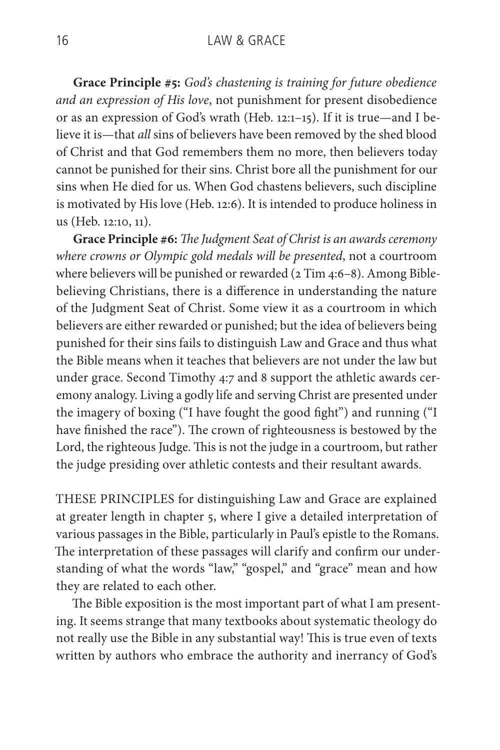**Grace Principle #5:** *God's chastening is training for future obedience and an expression of His love*, not punishment for present disobedience or as an expression of God's wrath (Heb. 12:1–15). If it is true—and I believe it is—that *all* sins of believers have been removed by the shed blood of Christ and that God remembers them no more, then believers today cannot be punished for their sins. Christ bore all the punishment for our sins when He died for us. When God chastens believers, such discipline is motivated by His love (Heb. 12:6). It is intended to produce holiness in us (Heb. 12:10, 11).

**Grace Principle #6:** *The Judgment Seat of Christ is an awards ceremony where crowns or Olympic gold medals will be presented*, not a courtroom where believers will be punished or rewarded (2 Tim 4:6–8). Among Bible-believing Christians, there is a difference in understanding the nature of the Judgment Seat of Christ. Some view it as a courtroom in which believers are either rewarded or punished; but the idea of believers being punished for their sins fails to distinguish Law and Grace and thus what the Bible means when it teaches that believers are not under the law but under grace. Second Timothy 4:7 and 8 support the athletic awards ceremony analogy. Living a godly life and serving Christ are presented under the imagery of boxing ("I have fought the good fight") and running ("I have finished the race"). The crown of righteousness is bestowed by the Lord, the righteous Judge. This is not the judge in a courtroom, but rather the judge presiding over athletic contests and their resultant awards.

THESE PRINCIPLES for distinguishing Law and Grace are explained at greater length in chapter 5, where I give a detailed interpretation of various passages in the Bible, particularly in Paul's epistle to the Romans. The interpretation of these passages will clarify and confirm our understanding of what the words "law," "gospel," and "grace" mean and how they are related to each other.

The Bible exposition is the most important part of what I am presenting. It seems strange that many textbooks about systematic theology do not really use the Bible in any substantial way! This is true even of texts written by authors who embrace the authority and inerrancy of God's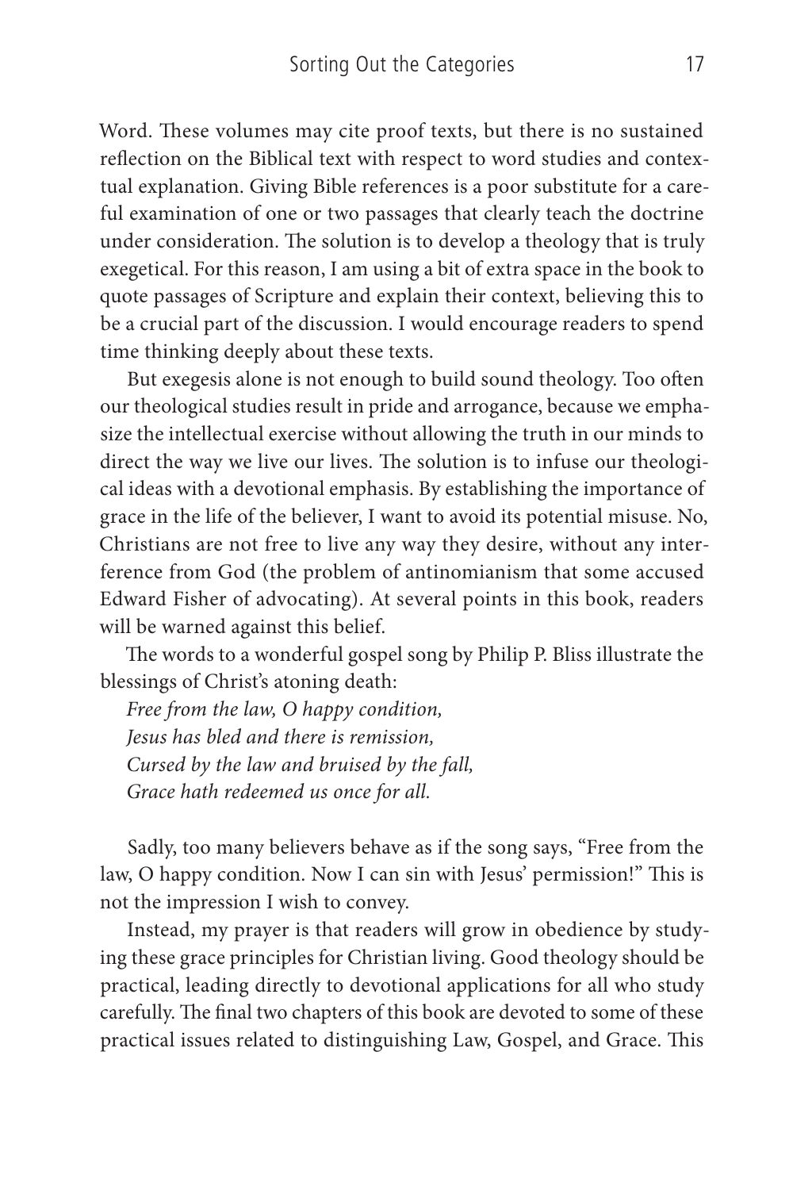Word. These volumes may cite proof texts, but there is no sustained reflection on the Biblical text with respect to word studies and contextual explanation. Giving Bible references is a poor substitute for a careful examination of one or two passages that clearly teach the doctrine under consideration. The solution is to develop a theology that is truly exegetical. For this reason, I am using a bit of extra space in the book to quote passages of Scripture and explain their context, believing this to be a crucial part of the discussion. I would encourage readers to spend time thinking deeply about these texts.

But exegesis alone is not enough to build sound theology. Too often our theological studies result in pride and arrogance, because we emphasize the intellectual exercise without allowing the truth in our minds to direct the way we live our lives. The solution is to infuse our theological ideas with a devotional emphasis. By establishing the importance of grace in the life of the believer, I want to avoid its potential misuse. No, Christians are not free to live any way they desire, without any interference from God (the problem of antinomianism that some accused Edward Fisher of advocating). At several points in this book, readers will be warned against this belief.

The words to a wonderful gospel song by Philip P. Bliss illustrate the blessings of Christ's atoning death:

*Free from the law, O happy condition,*
*Jesus has bled and there is remission,*
*Cursed by the law and bruised by the fall,*
*Grace hath redeemed us once for all.*

Sadly, too many believers behave as if the song says, "Free from the law, O happy condition. Now I can sin with Jesus' permission!" This is not the impression I wish to convey.

Instead, my prayer is that readers will grow in obedience by studying these grace principles for Christian living. Good theology should be practical, leading directly to devotional applications for all who study carefully. The final two chapters of this book are devoted to some of these practical issues related to distinguishing Law, Gospel, and Grace. This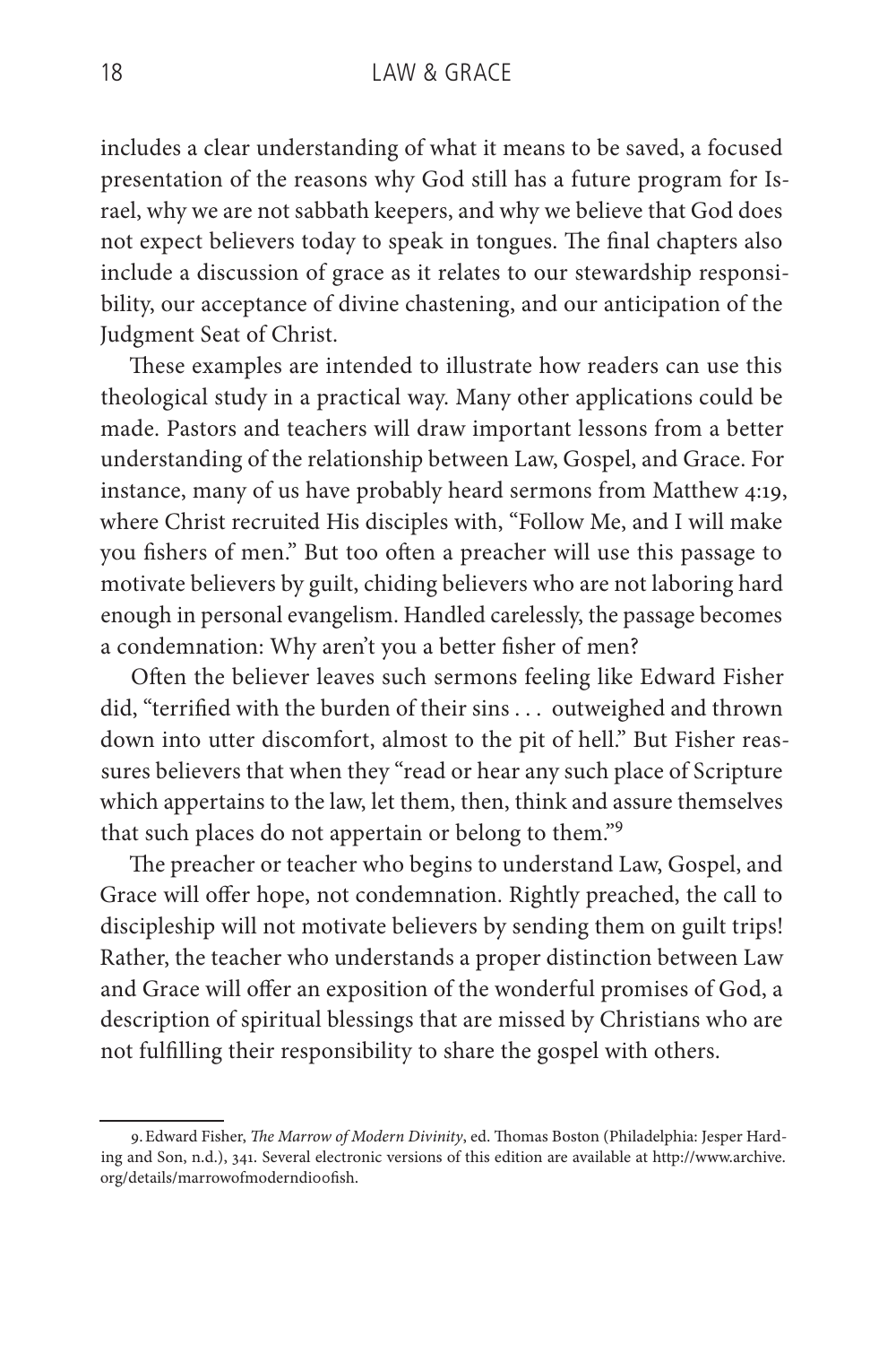includes a clear understanding of what it means to be saved, a focused presentation of the reasons why God still has a future program for Israel, why we are not sabbath keepers, and why we believe that God does not expect believers today to speak in tongues. The final chapters also include a discussion of grace as it relates to our stewardship responsibility, our acceptance of divine chastening, and our anticipation of the Judgment Seat of Christ.

These examples are intended to illustrate how readers can use this theological study in a practical way. Many other applications could be made. Pastors and teachers will draw important lessons from a better understanding of the relationship between Law, Gospel, and Grace. For instance, many of us have probably heard sermons from Matthew 4:19, where Christ recruited His disciples with, "Follow Me, and I will make you fishers of men." But too often a preacher will use this passage to motivate believers by guilt, chiding believers who are not laboring hard enough in personal evangelism. Handled carelessly, the passage becomes a condemnation: Why aren't you a better fisher of men?

Often the believer leaves such sermons feeling like Edward Fisher did, "terrified with the burden of their sins . . . outweighed and thrown down into utter discomfort, almost to the pit of hell." But Fisher reassures believers that when they "read or hear any such place of Scripture which appertains to the law, let them, then, think and assure themselves that such places do not appertain or belong to them."[9]

The preacher or teacher who begins to understand Law, Gospel, and Grace will offer hope, not condemnation. Rightly preached, the call to discipleship will not motivate believers by sending them on guilt trips! Rather, the teacher who understands a proper distinction between Law and Grace will offer an exposition of the wonderful promises of God, a description of spiritual blessings that are missed by Christians who are not fulfilling their responsibility to share the gospel with others.

---

9. Edward Fisher, *The Marrow of Modern Divinity*, ed. Thomas Boston (Philadelphia: Jesper Harding and Son, n.d.), 341. Several electronic versions of this edition are available at http://www.archive.org/details/marrowofmoderndioofish.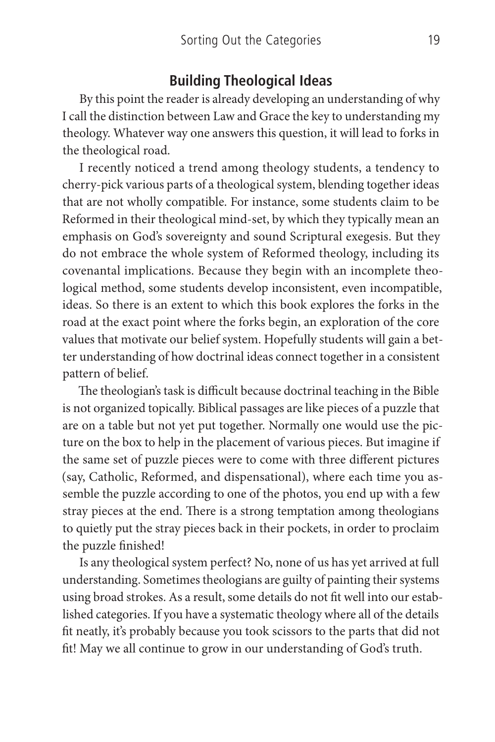## Building Theological Ideas

By this point the reader is already developing an understanding of why I call the distinction between Law and Grace the key to understanding my theology. Whatever way one answers this question, it will lead to forks in the theological road.

I recently noticed a trend among theology students, a tendency to cherry-pick various parts of a theological system, blending together ideas that are not wholly compatible. For instance, some students claim to be Reformed in their theological mind-set, by which they typically mean an emphasis on God's sovereignty and sound Scriptural exegesis. But they do not embrace the whole system of Reformed theology, including its covenantal implications. Because they begin with an incomplete theological method, some students develop inconsistent, even incompatible, ideas. So there is an extent to which this book explores the forks in the road at the exact point where the forks begin, an exploration of the core values that motivate our belief system. Hopefully students will gain a better understanding of how doctrinal ideas connect together in a consistent pattern of belief.

The theologian's task is difficult because doctrinal teaching in the Bible is not organized topically. Biblical passages are like pieces of a puzzle that are on a table but not yet put together. Normally one would use the picture on the box to help in the placement of various pieces. But imagine if the same set of puzzle pieces were to come with three different pictures (say, Catholic, Reformed, and dispensational), where each time you assemble the puzzle according to one of the photos, you end up with a few stray pieces at the end. There is a strong temptation among theologians to quietly put the stray pieces back in their pockets, in order to proclaim the puzzle finished!

Is any theological system perfect? No, none of us has yet arrived at full understanding. Sometimes theologians are guilty of painting their systems using broad strokes. As a result, some details do not fit well into our established categories. If you have a systematic theology where all of the details fit neatly, it's probably because you took scissors to the parts that did not fit! May we all continue to grow in our understanding of God's truth.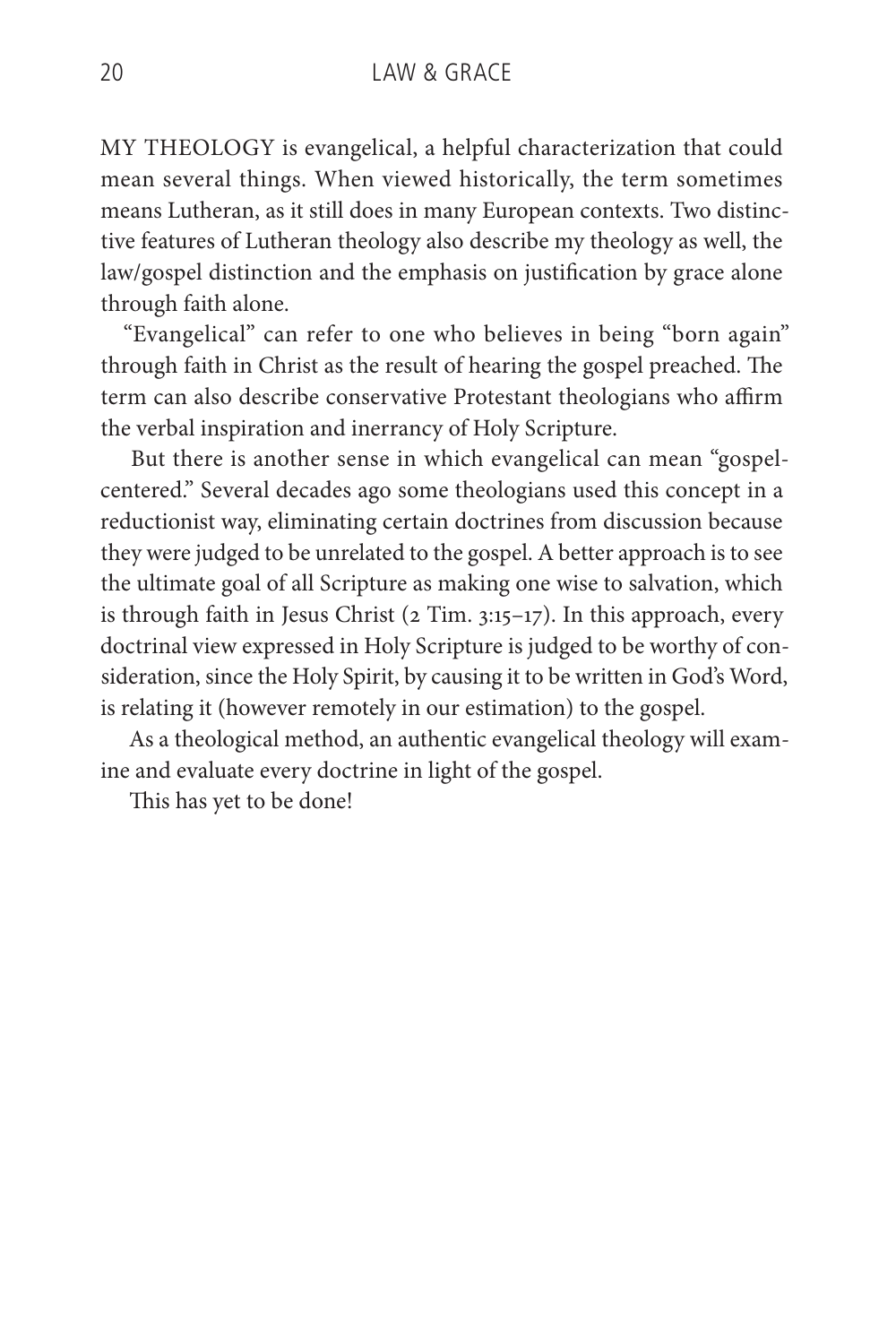MY THEOLOGY is evangelical, a helpful characterization that could mean several things. When viewed historically, the term sometimes means Lutheran, as it still does in many European contexts. Two distinctive features of Lutheran theology also describe my theology as well, the law/gospel distinction and the emphasis on justification by grace alone through faith alone.

"Evangelical" can refer to one who believes in being "born again" through faith in Christ as the result of hearing the gospel preached. The term can also describe conservative Protestant theologians who affirm the verbal inspiration and inerrancy of Holy Scripture.

But there is another sense in which evangelical can mean "gospel-centered." Several decades ago some theologians used this concept in a reductionist way, eliminating certain doctrines from discussion because they were judged to be unrelated to the gospel. A better approach is to see the ultimate goal of all Scripture as making one wise to salvation, which is through faith in Jesus Christ (2 Tim. 3:15–17). In this approach, every doctrinal view expressed in Holy Scripture is judged to be worthy of consideration, since the Holy Spirit, by causing it to be written in God's Word, is relating it (however remotely in our estimation) to the gospel.

As a theological method, an authentic evangelical theology will examine and evaluate every doctrine in light of the gospel.

This has yet to be done!